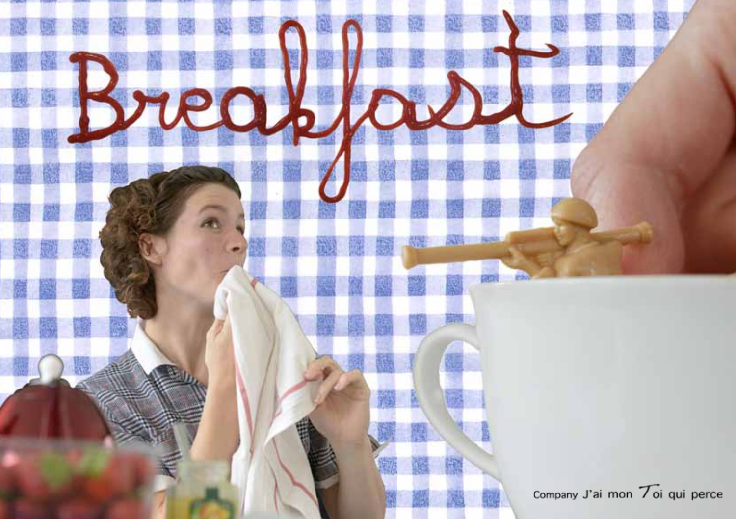# Breakfast

Company J'ai mon Toi qui perce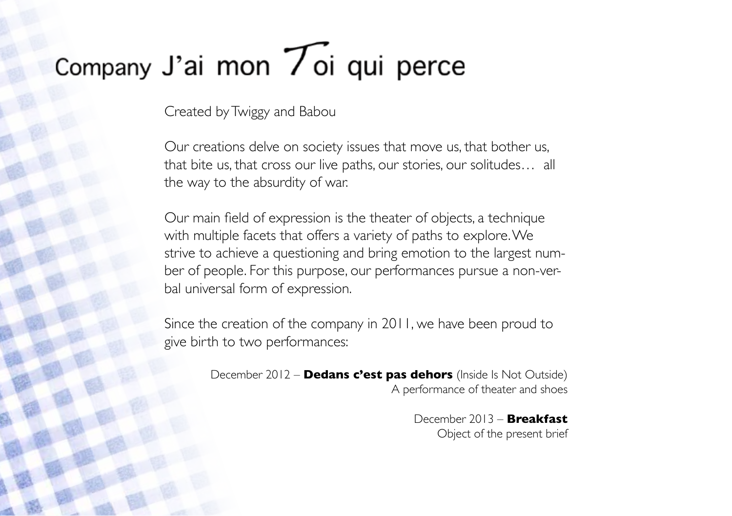# Company J'ai mon Toi qui perce

Created by Twiggy and Babou

Our creations delve on society issues that move us, that bother us, that bite us, that cross our live paths, our stories, our solitudes… all the way to the absurdity of war.

Our main field of expression is the theater of objects, a technique with multiple facets that offers a variety of paths to explore. We strive to achieve a questioning and bring emotion to the largest number of people. For this purpose, our performances pursue a non-verbal universal form of expression.

Since the creation of the company in 2011, we have been proud to give birth to two performances:

December 2012 – **Dedans c'est pas dehors** (Inside Is Not Outside)
A performance of theater and shoes

December 2013 – **Breakfast**
Object of the present brief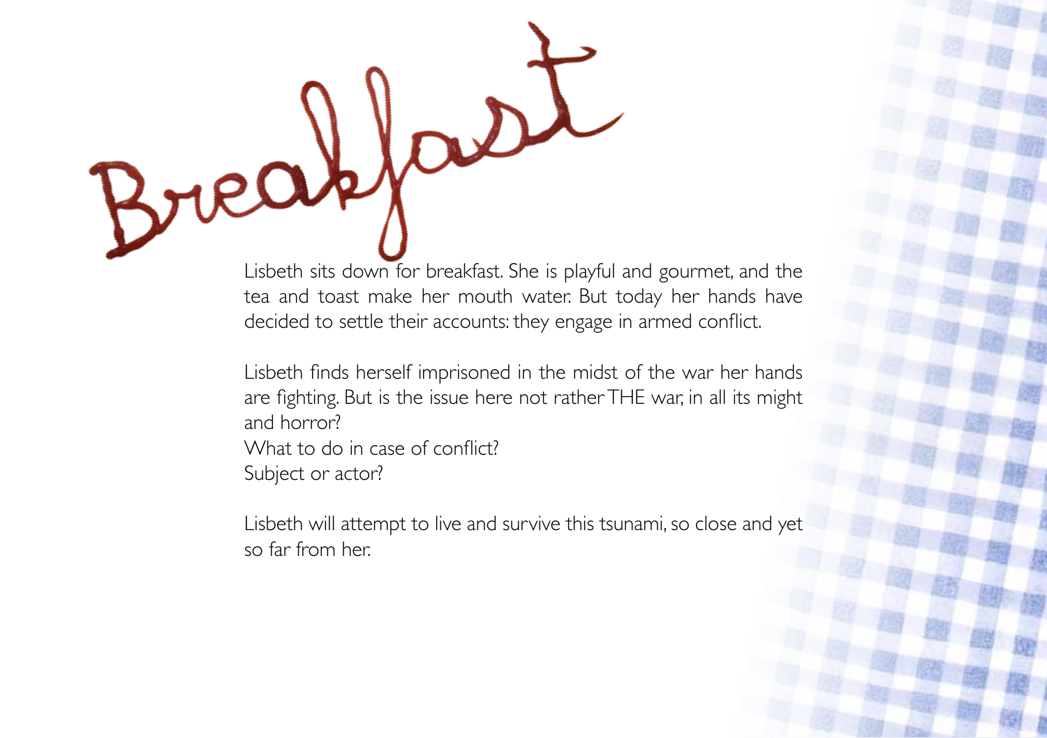# Breakfast

Lisbeth sits down for breakfast. She is playful and gourmet, and the tea and toast make her mouth water. But today her hands have decided to settle their accounts: they engage in armed conflict.

Lisbeth finds herself imprisoned in the midst of the war her hands are fighting. But is the issue here not rather THE war, in all its might and horror?
What to do in case of conflict?
Subject or actor?

Lisbeth will attempt to live and survive this tsunami, so close and yet so far from her.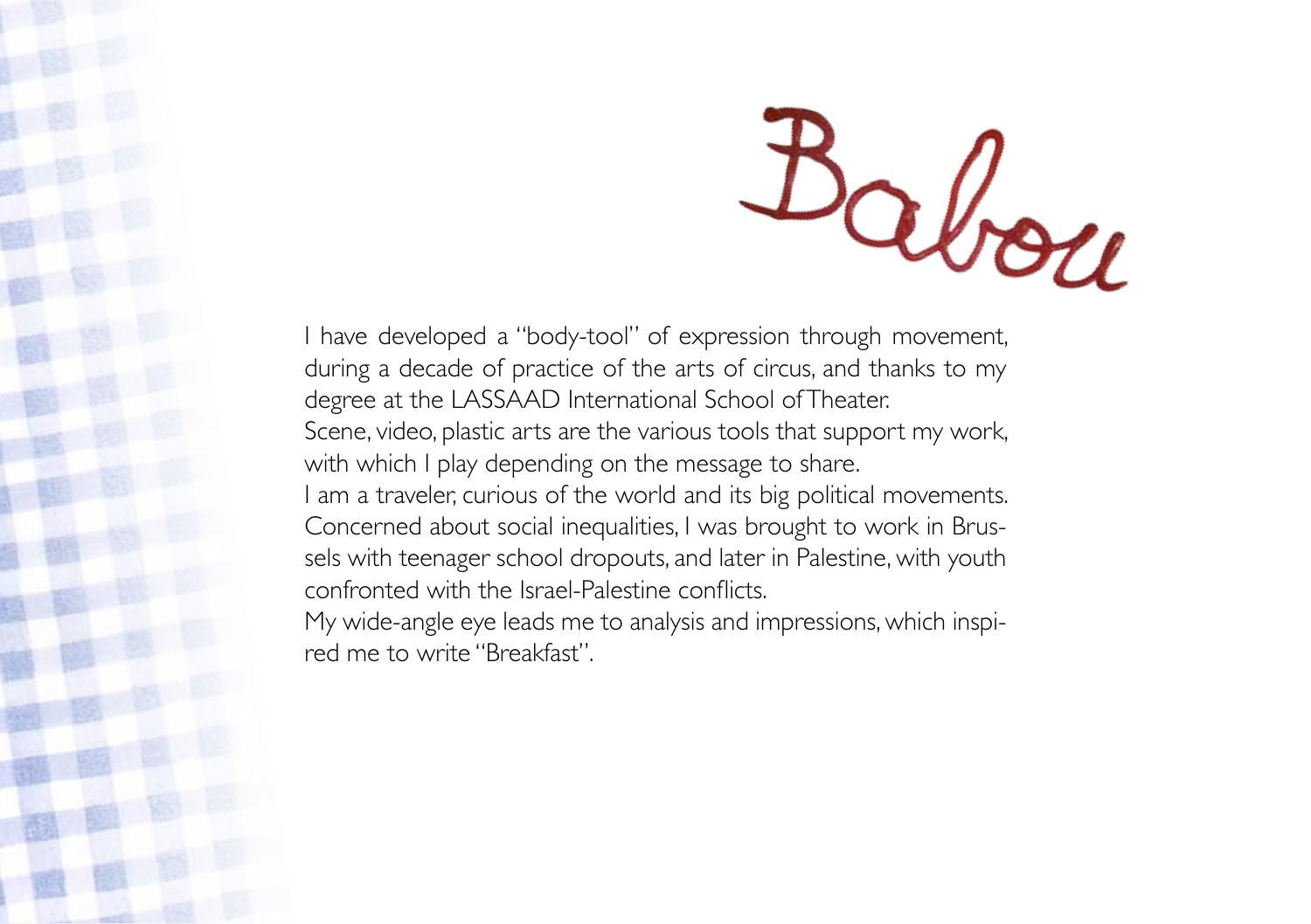# Babou

I have developed a "body-tool" of expression through movement, during a decade of practice of the arts of circus, and thanks to my degree at the LASSAAD International School of Theater.
Scene, video, plastic arts are the various tools that support my work, with which I play depending on the message to share.
I am a traveler, curious of the world and its big political movements. Concerned about social inequalities, I was brought to work in Brussels with teenager school dropouts, and later in Palestine, with youth confronted with the Israel-Palestine conflicts.
My wide-angle eye leads me to analysis and impressions, which inspired me to write "Breakfast".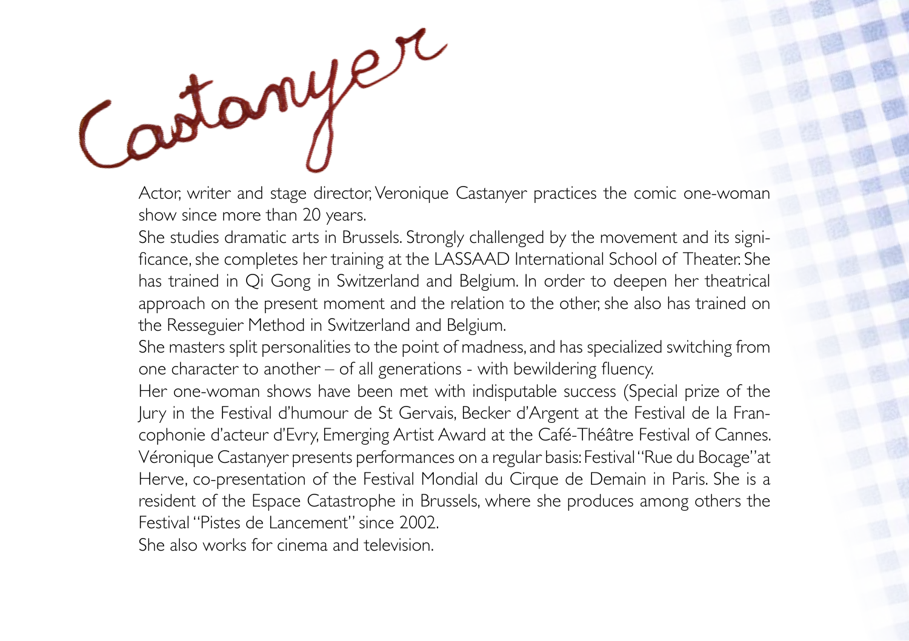# Castanyer

Actor, writer and stage director, Veronique Castanyer practices the comic one-woman show since more than 20 years.

She studies dramatic arts in Brussels. Strongly challenged by the movement and its significance, she completes her training at the LASSAAD International School of Theater. She has trained in Qi Gong in Switzerland and Belgium. In order to deepen her theatrical approach on the present moment and the relation to the other, she also has trained on the Resseguier Method in Switzerland and Belgium.

She masters split personalities to the point of madness, and has specialized switching from one character to another – of all generations - with bewildering fluency.

Her one-woman shows have been met with indisputable success (Special prize of the Jury in the Festival d'humour de St Gervais, Becker d'Argent at the Festival de la Francophonie d'acteur d'Evry, Emerging Artist Award at the Café-Théâtre Festival of Cannes.

Véronique Castanyer presents performances on a regular basis: Festival "Rue du Bocage" at Herve, co-presentation of the Festival Mondial du Cirque de Demain in Paris. She is a resident of the Espace Catastrophe in Brussels, where she produces among others the Festival "Pistes de Lancement" since 2002.

She also works for cinema and television.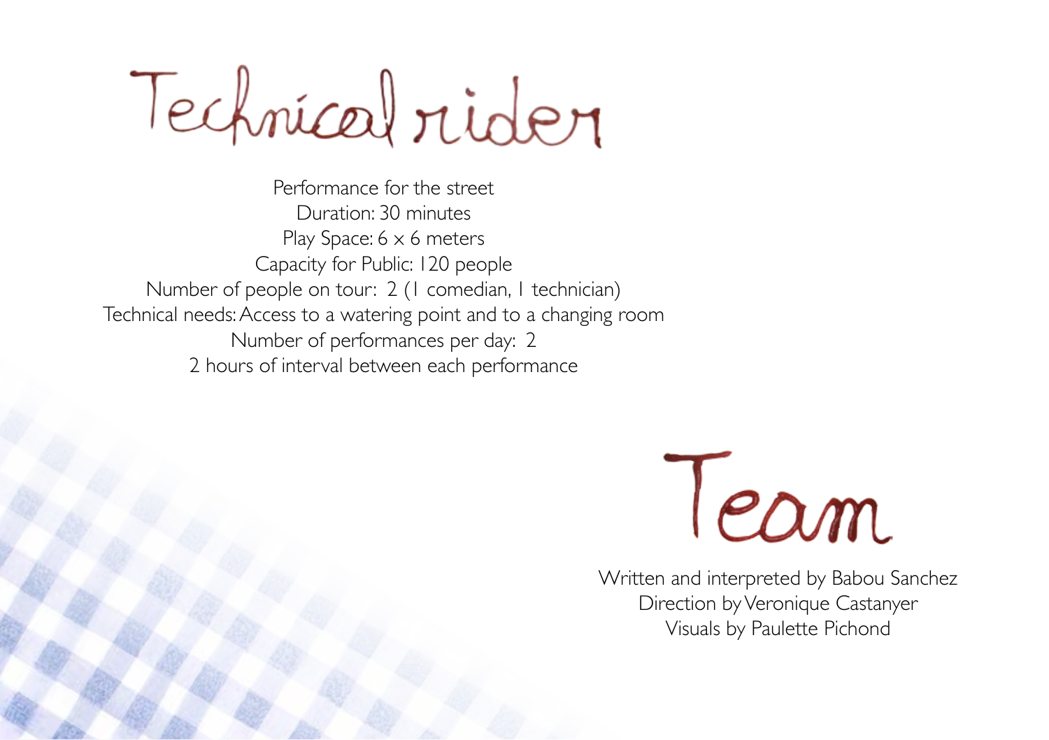# Technical rider

Performance for the street
Duration: 30 minutes
Play Space: 6 x 6 meters
Capacity for Public: 120 people
Number of people on tour: 2 (1 comedian, 1 technician)
Technical needs: Access to a watering point and to a changing room
Number of performances per day: 2
2 hours of interval between each performance

# Team

Written and interpreted by Babou Sanchez
Direction by Veronique Castanyer
Visuals by Paulette Pichond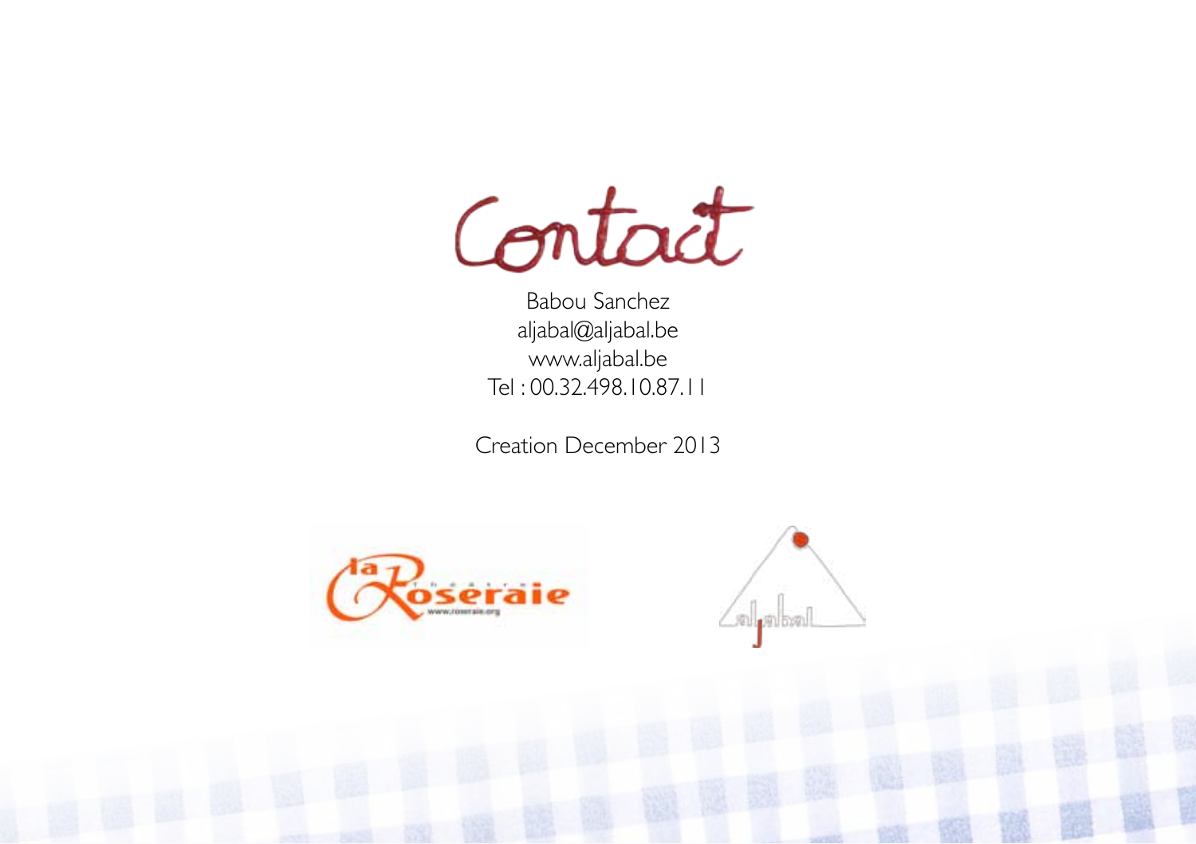# Contact

Babou Sanchez
aljabal@aljabal.be
www.aljabal.be
Tel : 00.32.498.10.87.11

Creation December 2013